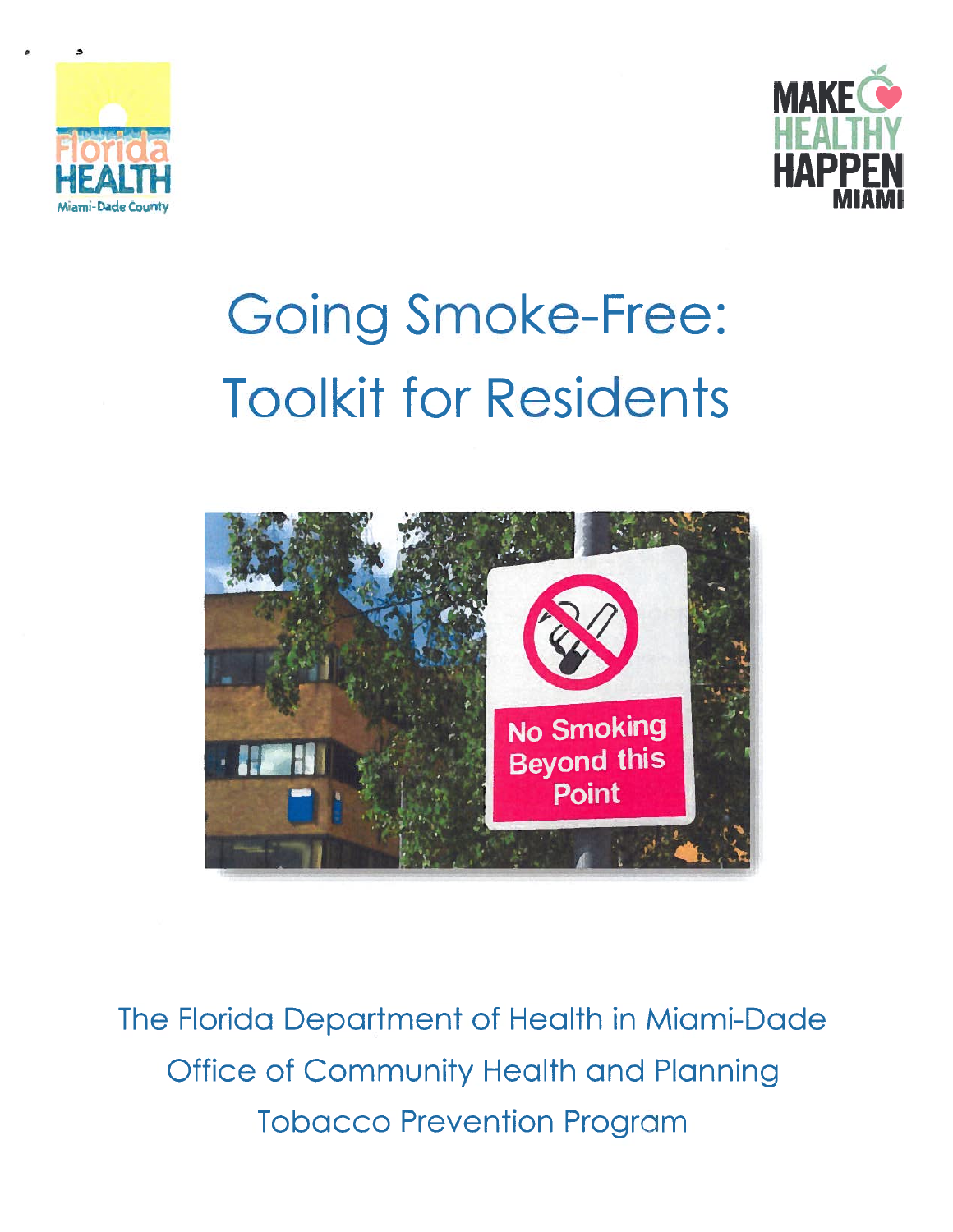# Going Smoke-Free: Toolkit for Residents

The Florida Department of Health in Miami-Dade

Office of Community Health and Planning

Tobacco Prevention Program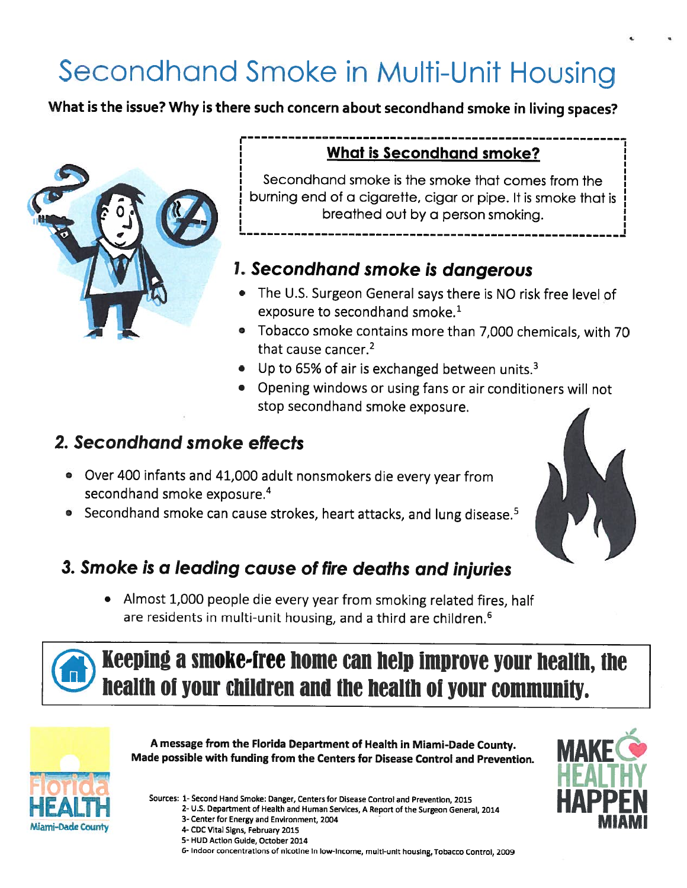# Secondhand Smoke in Multi-Unit Housing

**What is the issue? Why is there such concern about secondhand smoke in living spaces?**

**What is Secondhand smoke?**

Secondhand smoke is the smoke that comes from the burning end of a cigarette, cigar or pipe. It is smoke that is breathed out by a person smoking.

## 1. Secondhand smoke is dangerous

- The U.S. Surgeon General says there is NO risk free level of exposure to secondhand smoke.[1]
- Tobacco smoke contains more than 7,000 chemicals, with 70 that cause cancer.[2]
- Up to 65% of air is exchanged between units.[3]
- Opening windows or using fans or air conditioners will not stop secondhand smoke exposure.

## 2. Secondhand smoke effects

- Over 400 infants and 41,000 adult nonsmokers die every year from secondhand smoke exposure.[4]
- Secondhand smoke can cause strokes, heart attacks, and lung disease.[5]

## 3. Smoke is a leading cause of fire deaths and injuries

- Almost 1,000 people die every year from smoking related fires, half are residents in multi-unit housing, and a third are children.[6]

**Keeping a smoke-free home can help improve your health, the health of your children and the health of your community.**

**A message from the Florida Department of Health in Miami-Dade County. Made possible with funding from the Centers for Disease Control and Prevention.**

Florida HEALTH Miami-Dade County

MAKE HEALTHY HAPPEN MIAMI

Sources:
1- Second Hand Smoke: Danger, Centers for Disease Control and Prevention, 2015
2- U.S. Department of Health and Human Services, A Report of the Surgeon General, 2014
3- Center for Energy and Environment, 2004
4- CDC Vital Signs, February 2015
5- HUD Action Guide, October 2014
6- Indoor concentrations of nicotine in low-income, multi-unit housing, Tobacco Control, 2009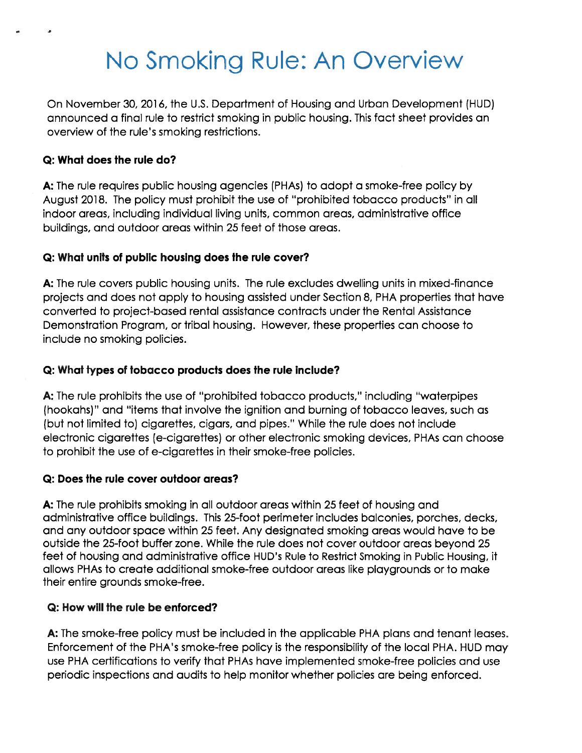# No Smoking Rule: An Overview

On November 30, 2016, the U.S. Department of Housing and Urban Development (HUD) announced a final rule to restrict smoking in public housing. This fact sheet provides an overview of the rule's smoking restrictions.

**Q: What does the rule do?**

**A:** The rule requires public housing agencies (PHAs) to adopt a smoke-free policy by August 2018. The policy must prohibit the use of "prohibited tobacco products" in all indoor areas, including individual living units, common areas, administrative office buildings, and outdoor areas within 25 feet of those areas.

**Q: What units of public housing does the rule cover?**

**A:** The rule covers public housing units. The rule excludes dwelling units in mixed-finance projects and does not apply to housing assisted under Section 8, PHA properties that have converted to project-based rental assistance contracts under the Rental Assistance Demonstration Program, or tribal housing. However, these properties can choose to include no smoking policies.

**Q: What types of tobacco products does the rule include?**

**A:** The rule prohibits the use of "prohibited tobacco products," including "waterpipes (hookahs)" and "items that involve the ignition and burning of tobacco leaves, such as (but not limited to) cigarettes, cigars, and pipes." While the rule does not include electronic cigarettes (e-cigarettes) or other electronic smoking devices, PHAs can choose to prohibit the use of e-cigarettes in their smoke-free policies.

**Q: Does the rule cover outdoor areas?**

**A:** The rule prohibits smoking in all outdoor areas within 25 feet of housing and administrative office buildings. This 25-foot perimeter includes balconies, porches, decks, and any outdoor space within 25 feet. Any designated smoking areas would have to be outside the 25-foot buffer zone. While the rule does not cover outdoor areas beyond 25 feet of housing and administrative office HUD's Rule to Restrict Smoking in Public Housing, it allows PHAs to create additional smoke-free outdoor areas like playgrounds or to make their entire grounds smoke-free.

**Q: How will the rule be enforced?**

**A:** The smoke-free policy must be included in the applicable PHA plans and tenant leases. Enforcement of the PHA's smoke-free policy is the responsibility of the local PHA. HUD may use PHA certifications to verify that PHAs have implemented smoke-free policies and use periodic inspections and audits to help monitor whether policies are being enforced.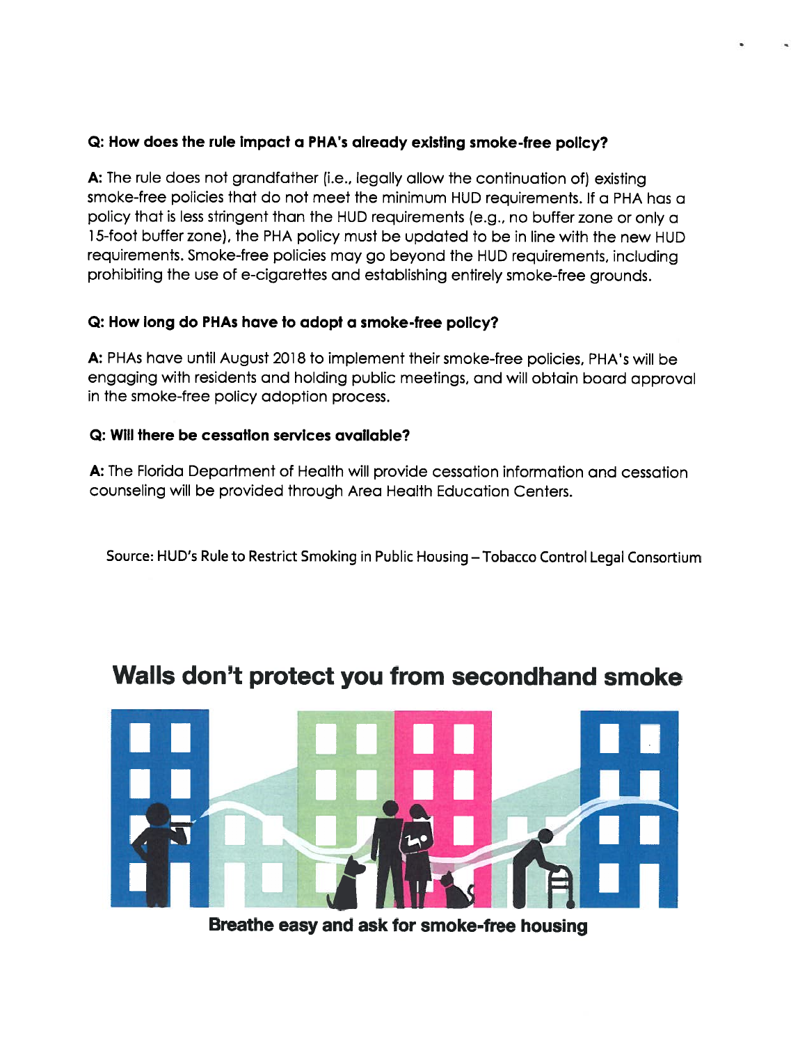**Q: How does the rule impact a PHA's already existing smoke-free policy?**

**A:** The rule does not grandfather (i.e., legally allow the continuation of) existing smoke-free policies that do not meet the minimum HUD requirements. If a PHA has a policy that is less stringent than the HUD requirements (e.g., no buffer zone or only a 15-foot buffer zone), the PHA policy must be updated to be in line with the new HUD requirements. Smoke-free policies may go beyond the HUD requirements, including prohibiting the use of e-cigarettes and establishing entirely smoke-free grounds.

**Q: How long do PHAs have to adopt a smoke-free policy?**

**A:** PHAs have until August 2018 to implement their smoke-free policies, PHA's will be engaging with residents and holding public meetings, and will obtain board approval in the smoke-free policy adoption process.

**Q: Will there be cessation services available?**

**A:** The Florida Department of Health will provide cessation information and cessation counseling will be provided through Area Health Education Centers.

Source: HUD's Rule to Restrict Smoking in Public Housing – Tobacco Control Legal Consortium

## Walls don't protect you from secondhand smoke

**Breathe easy and ask for smoke-free housing**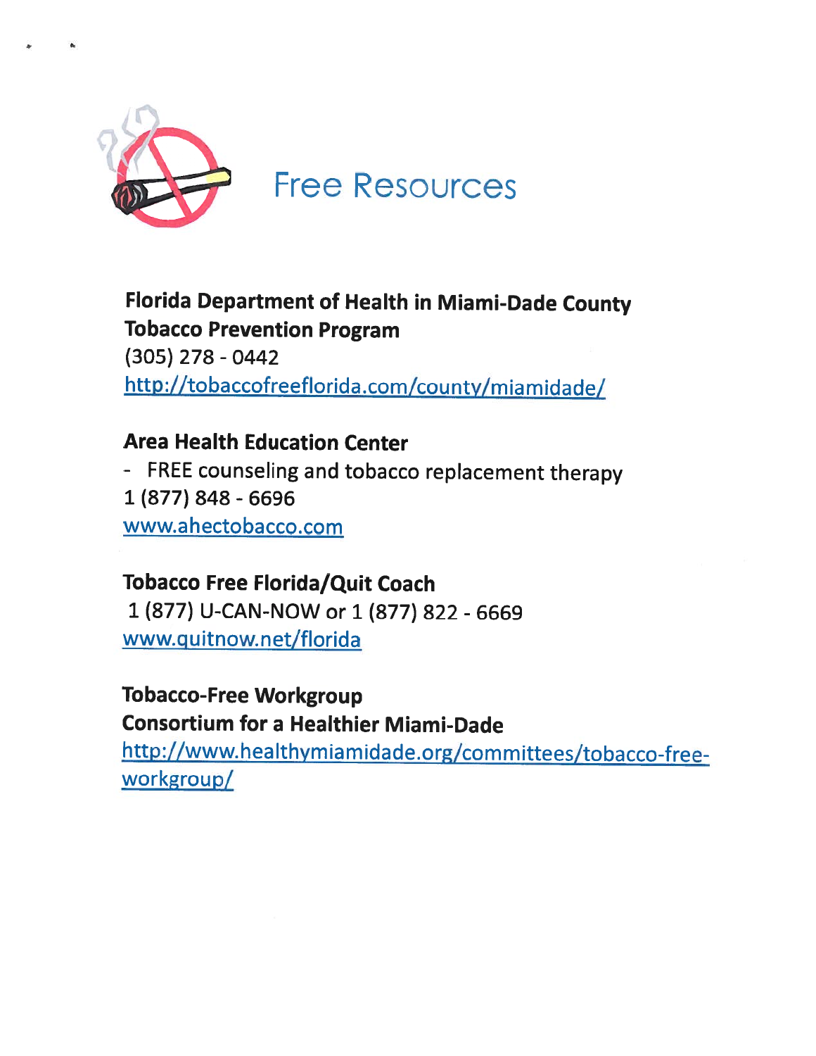# Free Resources

**Florida Department of Health in Miami-Dade County**
**Tobacco Prevention Program**
(305) 278 - 0442
http://tobaccofreeflorida.com/county/miamidade/

**Area Health Education Center**
- FREE counseling and tobacco replacement therapy

1 (877) 848 - 6696
www.ahectobacco.com

**Tobacco Free Florida/Quit Coach**
1 (877) U-CAN-NOW or 1 (877) 822 - 6669
www.quitnow.net/florida

**Tobacco-Free Workgroup**
**Consortium for a Healthier Miami-Dade**
http://www.healthymiamidade.org/committees/tobacco-free-workgroup/